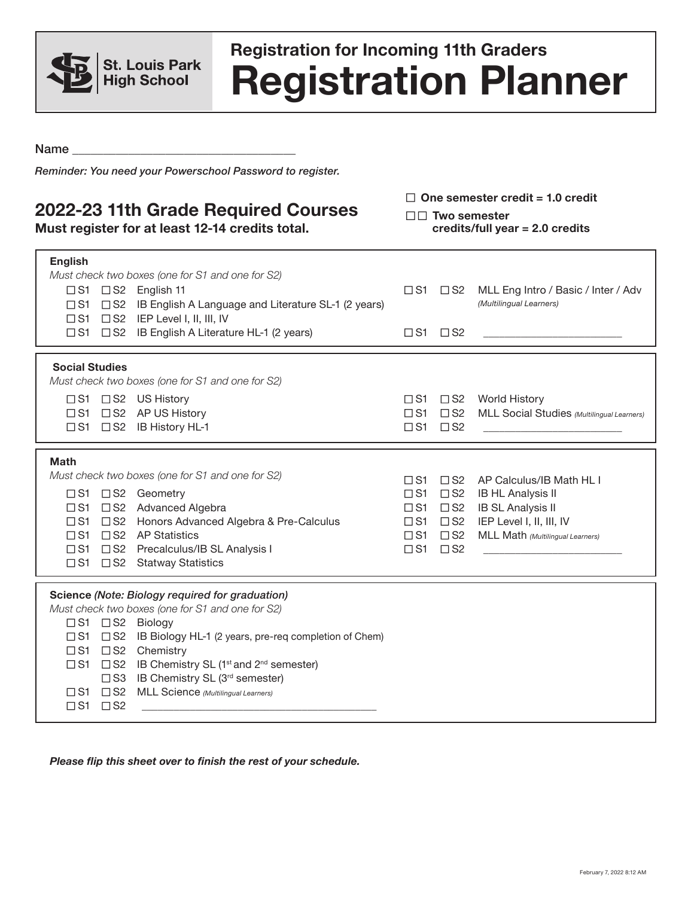St. Louis Park High School

## Registration for Incoming 11th Graders

# Registration Planner

Name ___________________________________

*Reminder: You need your Powerschool Password to register.*

## 2022-23 11th Grade Required Courses

**Must register for at least 12-14 credits total.**

**☐ One semester credit = 1.0 credit**

**☐☐ Two semester credits/full year = 2.0 credits**

### English

*Must check two boxes (one for S1 and one for S2)*

- ☐ S1 ☐ S2 English 11
- ☐ S1 ☐ S2 IB English A Language and Literature SL-1 (2 years)
- ☐ S1 ☐ S2 IEP Level I, II, III, IV
- ☐ S1 ☐ S2 IB English A Literature HL-1 (2 years)
- ☐ S1 ☐ S2 MLL Eng Intro / Basic / Inter / Adv *(Multilingual Learners)*
- ☐ S1 ☐ S2 _________________________

### Social Studies

*Must check two boxes (one for S1 and one for S2)*

- ☐ S1 ☐ S2 US History
- ☐ S1 ☐ S2 AP US History
- ☐ S1 ☐ S2 IB History HL-1
- ☐ S1 ☐ S2 World History
- ☐ S1 ☐ S2 MLL Social Studies *(Multilingual Learners)*
- ☐ S1 ☐ S2 _________________________

### Math

*Must check two boxes (one for S1 and one for S2)*

- ☐ S1 ☐ S2 Geometry
- ☐ S1 ☐ S2 Advanced Algebra
- ☐ S1 ☐ S2 Honors Advanced Algebra & Pre-Calculus
- ☐ S1 ☐ S2 AP Statistics
- ☐ S1 ☐ S2 Precalculus/IB SL Analysis I
- ☐ S1 ☐ S2 Statway Statistics
- ☐ S1 ☐ S2 AP Calculus/IB Math HL I
- ☐ S1 ☐ S2 IB HL Analysis II
- ☐ S1 ☐ S2 IB SL Analysis II
- ☐ S1 ☐ S2 IEP Level I, II, III, IV
- ☐ S1 ☐ S2 MLL Math *(Multilingual Learners)*
- ☐ S1 ☐ S2 _________________________

### Science *(Note: Biology required for graduation)*

*Must check two boxes (one for S1 and one for S2)*

- ☐ S1 ☐ S2 Biology
- ☐ S1 ☐ S2 IB Biology HL-1 (2 years, pre-req completion of Chem)
- ☐ S1 ☐ S2 Chemistry
- ☐ S1 ☐ S2 IB Chemistry SL (1st and 2nd semester)
- ☐ S3 IB Chemistry SL (3rd semester)
- ☐ S1 ☐ S2 MLL Science *(Multilingual Learners)*
- ☐ S1 ☐ S2 ___________________________________________

***Please flip this sheet over to finish the rest of your schedule.***

February 7, 2022 8:12 AM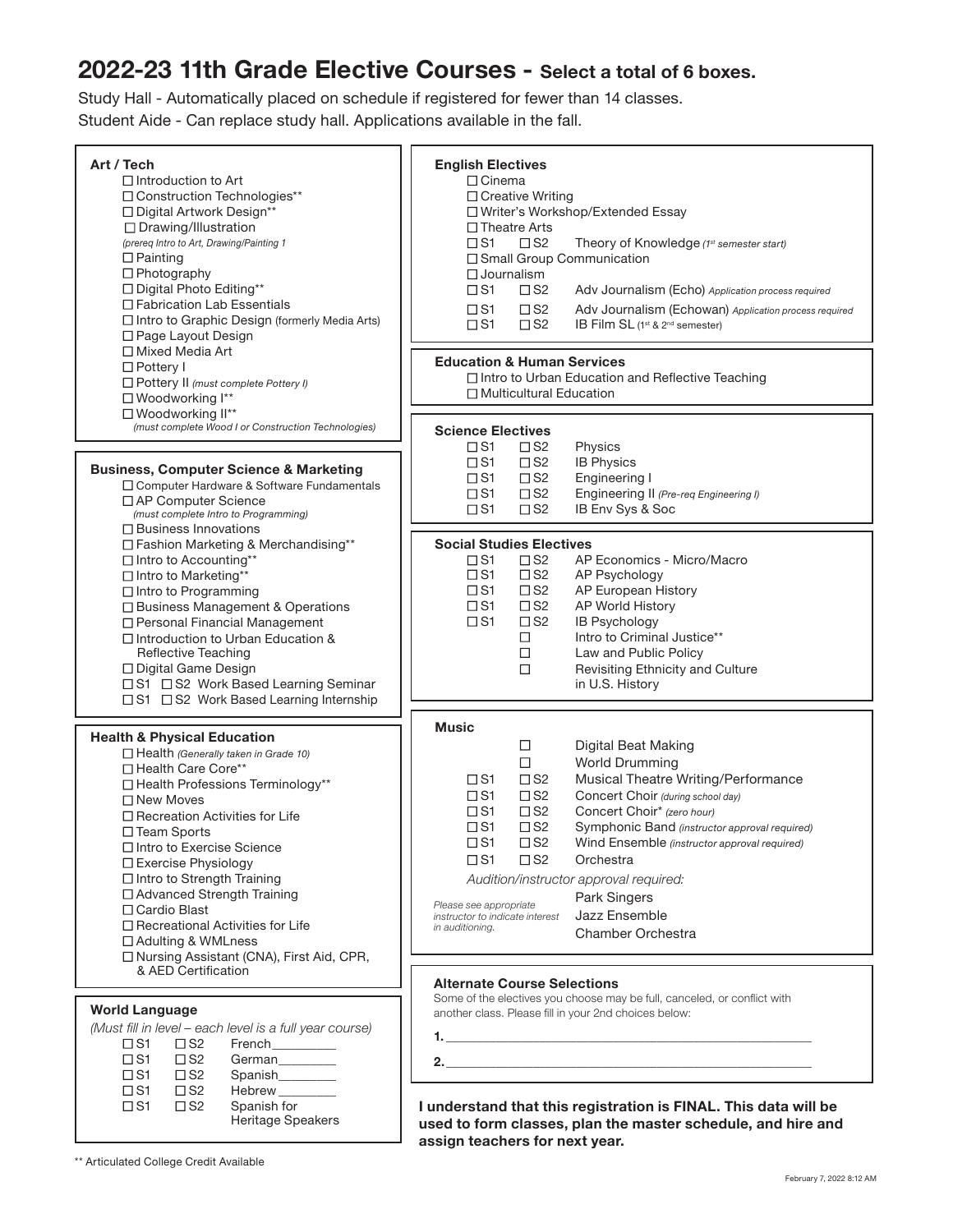# 2022-23 11th Grade Elective Courses - Select a total of 6 boxes.

Study Hall - Automatically placed on schedule if registered for fewer than 14 classes.

Student Aide - Can replace study hall. Applications available in the fall.

### Art / Tech

- ☐ Introduction to Art
- ☐ Construction Technologies**
- ☐ Digital Artwork Design**
- ☐ Drawing/Illustration
  *(prereq Intro to Art, Drawing/Painting 1*
- ☐ Painting
- ☐ Photography
- ☐ Digital Photo Editing**
- ☐ Fabrication Lab Essentials
- ☐ Intro to Graphic Design (formerly Media Arts)
- ☐ Page Layout Design
- ☐ Mixed Media Art
- ☐ Pottery I
- ☐ Pottery II *(must complete Pottery I)*
- ☐ Woodworking I**
- ☐ Woodworking II**
  *(must complete Wood I or Construction Technologies)*

### Business, Computer Science & Marketing

- ☐ Computer Hardware & Software Fundamentals
- ☐ AP Computer Science
  *(must complete Intro to Programming)*
- ☐ Business Innovations
- ☐ Fashion Marketing & Merchandising**
- ☐ Intro to Accounting**
- ☐ Intro to Marketing**
- ☐ Intro to Programming
- ☐ Business Management & Operations
- ☐ Personal Financial Management
- ☐ Introduction to Urban Education & Reflective Teaching
- ☐ Digital Game Design
- ☐ S1 ☐ S2 Work Based Learning Seminar
- ☐ S1 ☐ S2 Work Based Learning Internship

### Health & Physical Education

- ☐ Health *(Generally taken in Grade 10)*
- ☐ Health Care Core**
- ☐ Health Professions Terminology**
- ☐ New Moves
- ☐ Recreation Activities for Life
- ☐ Team Sports
- ☐ Intro to Exercise Science
- ☐ Exercise Physiology
- ☐ Intro to Strength Training
- ☐ Advanced Strength Training
- ☐ Cardio Blast
- ☐ Recreational Activities for Life
- ☐ Adulting & WMLness
- ☐ Nursing Assistant (CNA), First Aid, CPR, & AED Certification

### World Language

*(Must fill in level – each level is a full year course)*

- ☐ S1 ☐ S2 French\_\_\_\_\_\_\_\_\_
- ☐ S1 ☐ S2 German\_\_\_\_\_\_\_\_
- ☐ S1 ☐ S2 Spanish\_\_\_\_\_\_\_\_
- ☐ S1 ☐ S2 Hebrew\_\_\_\_\_\_\_\_
- ☐ S1 ☐ S2 Spanish for Heritage Speakers

### English Electives

- ☐ Cinema
- ☐ Creative Writing
- ☐ Writer's Workshop/Extended Essay
- ☐ Theatre Arts
- ☐ S1 ☐ S2 Theory of Knowledge *(1st semester start)*
- ☐ Small Group Communication
- ☐ Journalism
- ☐ S1 ☐ S2 Adv Journalism (Echo) *Application process required*
- ☐ S1 ☐ S2 Adv Journalism (Echowan) *Application process required*
- ☐ S1 ☐ S2 IB Film SL (1st & 2nd semester)

### Education & Human Services

- ☐ Intro to Urban Education and Reflective Teaching
- ☐ Multicultural Education

### Science Electives

- ☐ S1 ☐ S2 Physics
- ☐ S1 ☐ S2 IB Physics
- ☐ S1 ☐ S2 Engineering I
- ☐ S1 ☐ S2 Engineering II *(Pre-req Engineering I)*
- ☐ S1 ☐ S2 IB Env Sys & Soc

### Social Studies Electives

- ☐ S1 ☐ S2 AP Economics - Micro/Macro
- ☐ S1 ☐ S2 AP Psychology
- ☐ S1 ☐ S2 AP European History
- ☐ S1 ☐ S2 AP World History
- ☐ S1 ☐ S2 IB Psychology
- ☐ Intro to Criminal Justice**
- ☐ Law and Public Policy
- ☐ Revisiting Ethnicity and Culture in U.S. History

### Music

- ☐ Digital Beat Making
- ☐ World Drumming
- ☐ S1 ☐ S2 Musical Theatre Writing/Performance
- ☐ S1 ☐ S2 Concert Choir *(during school day)*
- ☐ S1 ☐ S2 Concert Choir* *(zero hour)*
- ☐ S1 ☐ S2 Symphonic Band *(instructor approval required)*
- ☐ S1 ☐ S2 Wind Ensemble *(instructor approval required)*
- ☐ S1 ☐ S2 Orchestra

*Audition/instructor approval required:*

*Please see appropriate instructor to indicate interest in auditioning.*

- Park Singers
- Jazz Ensemble
- Chamber Orchestra

### Alternate Course Selections

Some of the electives you choose may be full, canceled, or conflict with another class. Please fill in your 2nd choices below:

1. \_\_\_\_\_\_\_\_\_\_\_\_\_\_\_\_\_\_\_\_\_\_\_\_\_\_\_\_\_\_\_\_\_\_\_\_\_\_\_\_

2. \_\_\_\_\_\_\_\_\_\_\_\_\_\_\_\_\_\_\_\_\_\_\_\_\_\_\_\_\_\_\_\_\_\_\_\_\_\_\_\_

**I understand that this registration is FINAL. This data will be used to form classes, plan the master schedule, and hire and assign teachers for next year.**

** Articulated College Credit Available

February 7, 2022 8:12 AM